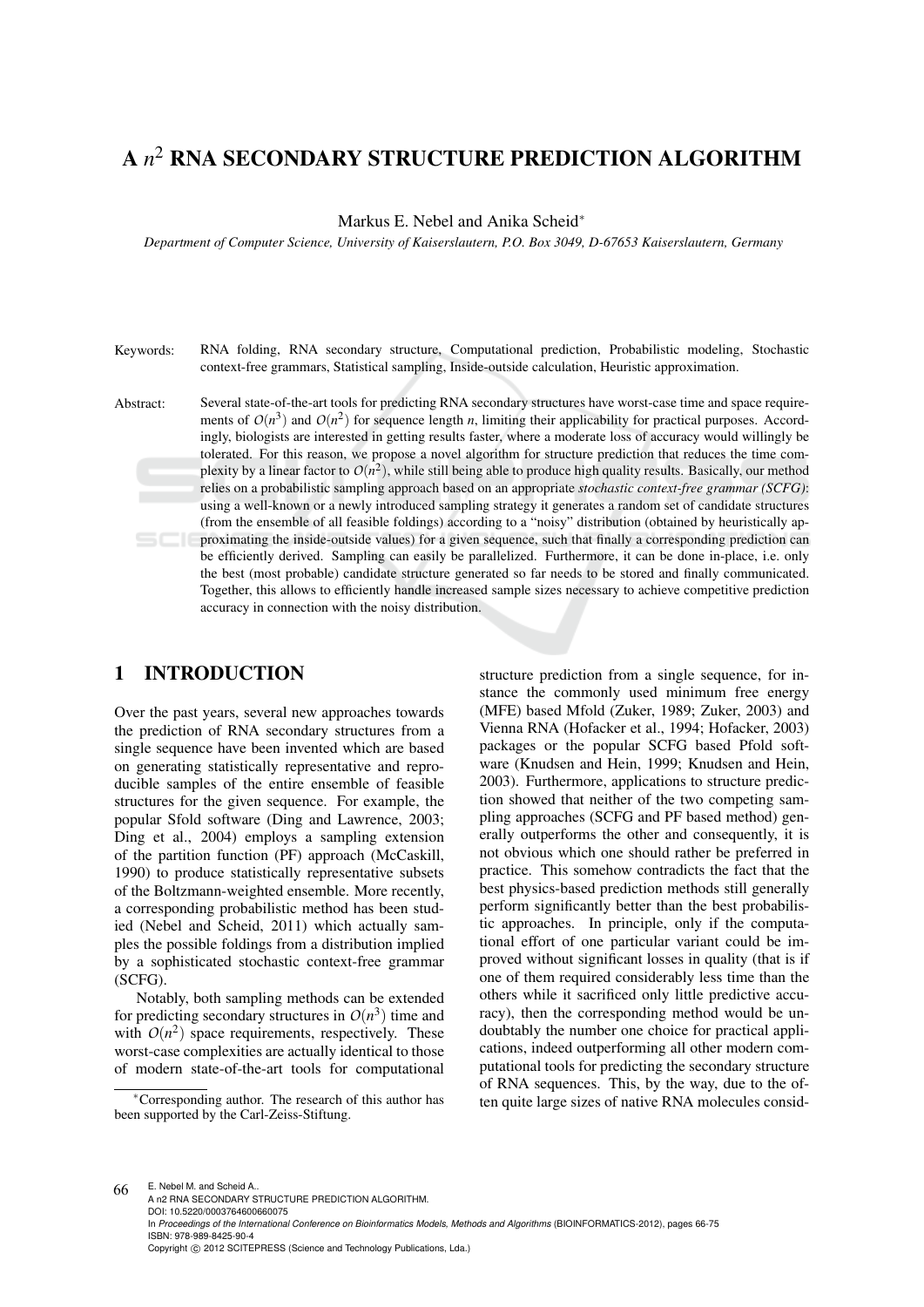# A $n^2$ RNA SECONDARY STRUCTURE PREDICTION ALGORITHM

Markus E. Nebel and Anika Scheid*

*Department of Computer Science, University of Kaiserslautern, P.O. Box 3049, D-67653 Kaiserslautern, Germany*

Keywords: RNA folding, RNA secondary structure, Computational prediction, Probabilistic modeling, Stochastic context-free grammars, Statistical sampling, Inside-outside calculation, Heuristic approximation.

Abstract: Several state-of-the-art tools for predicting RNA secondary structures have worst-case time and space requirements of $O(n^3)$ and $O(n^2)$ for sequence length $n$, limiting their applicability for practical purposes. Accordingly, biologists are interested in getting results faster, where a moderate loss of accuracy would willingly be tolerated. For this reason, we propose a novel algorithm for structure prediction that reduces the time complexity by a linear factor to $O(n^2)$, while still being able to produce high quality results. Basically, our method relies on a probabilistic sampling approach based on an appropriate *stochastic context-free grammar (SCFG)*: using a well-known or a newly introduced sampling strategy it generates a random set of candidate structures (from the ensemble of all feasible foldings) according to a "noisy" distribution (obtained by heuristically approximating the inside-outside values) for a given sequence, such that finally a corresponding prediction can be efficiently derived. Sampling can easily be parallelized. Furthermore, it can be done in-place, i.e. only the best (most probable) candidate structure generated so far needs to be stored and finally communicated. Together, this allows to efficiently handle increased sample sizes necessary to achieve competitive prediction accuracy in connection with the noisy distribution.

## 1 INTRODUCTION

Over the past years, several new approaches towards the prediction of RNA secondary structures from a single sequence have been invented which are based on generating statistically representative and reproducible samples of the entire ensemble of feasible structures for the given sequence. For example, the popular Sfold software (Ding and Lawrence, 2003; Ding et al., 2004) employs a sampling extension of the partition function (PF) approach (McCaskill, 1990) to produce statistically representative subsets of the Boltzmann-weighted ensemble. More recently, a corresponding probabilistic method has been studied (Nebel and Scheid, 2011) which actually samples the possible foldings from a distribution implied by a sophisticated stochastic context-free grammar (SCFG).

Notably, both sampling methods can be extended for predicting secondary structures in $O(n^3)$ time and with $O(n^2)$ space requirements, respectively. These worst-case complexities are actually identical to those of modern state-of-the-art tools for computational structure prediction from a single sequence, for instance the commonly used minimum free energy (MFE) based Mfold (Zuker, 1989; Zuker, 2003) and Vienna RNA (Hofacker et al., 1994; Hofacker, 2003) packages or the popular SCFG based Pfold software (Knudsen and Hein, 1999; Knudsen and Hein, 2003). Furthermore, applications to structure prediction showed that neither of the two competing sampling approaches (SCFG and PF based method) generally outperforms the other and consequently, it is not obvious which one should rather be preferred in practice. This somehow contradicts the fact that the best physics-based prediction methods still generally perform significantly better than the best probabilistic approaches. In principle, only if the computational effort of one particular variant could be improved without significant losses in quality (that is if one of them required considerably less time than the others while it sacrificed only little predictive accuracy), then the corresponding method would be undoubtably the number one choice for practical applications, indeed outperforming all other modern computational tools for predicting the secondary structure of RNA sequences. This, by the way, due to the often quite large sizes of native RNA molecules consid-

*Corresponding author. The research of this author has been supported by the Carl-Zeiss-Stiftung.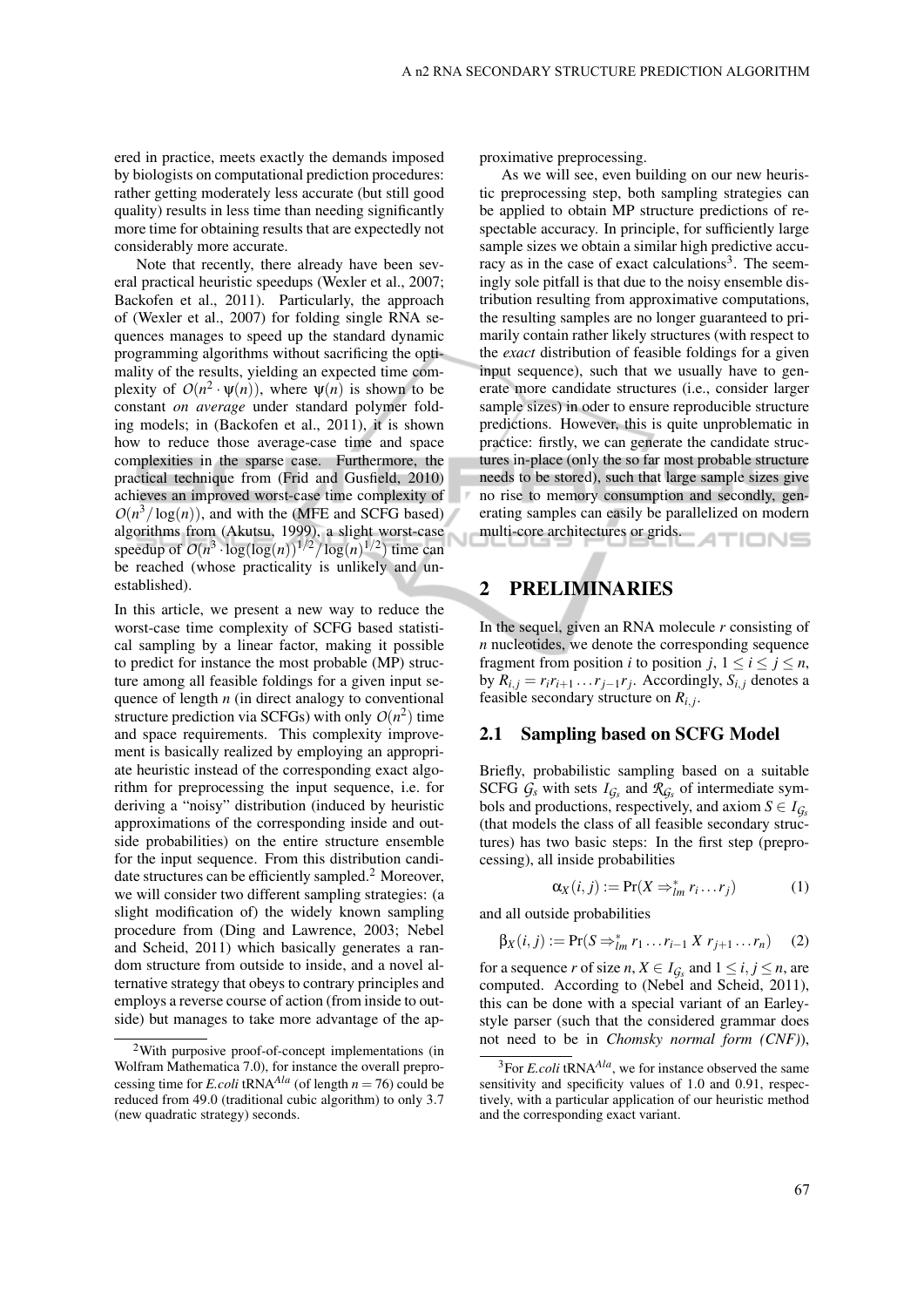ered in practice, meets exactly the demands imposed by biologists on computational prediction procedures: rather getting moderately less accurate (but still good quality) results in less time than needing significantly more time for obtaining results that are expectedly not considerably more accurate.

Note that recently, there already have been several practical heuristic speedups (Wexler et al., 2007; Backofen et al., 2011). Particularly, the approach of (Wexler et al., 2007) for folding single RNA sequences manages to speed up the standard dynamic programming algorithms without sacrificing the optimality of the results, yielding an expected time complexity of $O(n^2 \cdot \psi(n))$, where $\psi(n)$ is shown to be constant *on average* under standard polymer folding models; in (Backofen et al., 2011), it is shown how to reduce those average-case time and space complexities in the sparse case. Furthermore, the practical technique from (Frid and Gusfield, 2010) achieves an improved worst-case time complexity of $O(n^3/\log(n))$, and with the (MFE and SCFG based) algorithms from (Akutsu, 1999), a slight worst-case speedup of $O(n^3 \cdot \log(\log(n))^{1/2}/\log(n)^{1/2})$ time can be reached (whose practicality is unlikely and unestablished).

In this article, we present a new way to reduce the worst-case time complexity of SCFG based statistical sampling by a linear factor, making it possible to predict for instance the most probable (MP) structure among all feasible foldings for a given input sequence of length $n$ (in direct analogy to conventional structure prediction via SCFGs) with only $O(n^2)$ time and space requirements. This complexity improvement is basically realized by employing an appropriate heuristic instead of the corresponding exact algorithm for preprocessing the input sequence, i.e. for deriving a "noisy" distribution (induced by heuristic approximations of the corresponding inside and outside probabilities) on the entire structure ensemble for the input sequence. From this distribution candidate structures can be efficiently sampled.[2] Moreover, we will consider two different sampling strategies: (a slight modification of) the widely known sampling procedure from (Ding and Lawrence, 2003; Nebel and Scheid, 2011) which basically generates a random structure from outside to inside, and a novel alternative strategy that obeys to contrary principles and employs a reverse course of action (from inside to outside) but manages to take more advantage of the approximative preprocessing.

As we will see, even building on our new heuristic preprocessing step, both sampling strategies can be applied to obtain MP structure predictions of respectable accuracy. In principle, for sufficiently large sample sizes we obtain a similar high predictive accuracy as in the case of exact calculations[3]. The seemingly sole pitfall is that due to the noisy ensemble distribution resulting from approximative computations, the resulting samples are no longer guaranteed to primarily contain rather likely structures (with respect to the *exact* distribution of feasible foldings for a given input sequence), such that we usually have to generate more candidate structures (i.e., consider larger sample sizes) in oder to ensure reproducible structure predictions. However, this is quite unproblematic in practice: firstly, we can generate the candidate structures in-place (only the so far most probable structure needs to be stored), such that large sample sizes give no rise to memory consumption and secondly, generating samples can easily be parallelized on modern multi-core architectures or grids.

## 2 PRELIMINARIES

In the sequel, given an RNA molecule $r$ consisting of $n$ nucleotides, we denote the corresponding sequence fragment from position $i$ to position $j$, $1 \leq i \leq j \leq n$, by $R_{i,j} = r_i r_{i+1} \ldots r_{j-1} r_j$. Accordingly, $S_{i,j}$ denotes a feasible secondary structure on $R_{i,j}$.

### 2.1 Sampling based on SCFG Model

Briefly, probabilistic sampling based on a suitable SCFG $\mathcal{G}_s$ with sets $I_{\mathcal{G}_s}$ and $\mathcal{R}_{\mathcal{G}_s}$ of intermediate symbols and productions, respectively, and axiom $S \in I_{\mathcal{G}_s}$ (that models the class of all feasible secondary structures) has two basic steps: In the first step (preprocessing), all inside probabilities

$$\alpha_X(i,j) := \Pr(X \Rightarrow_{lm}^{*} r_i \ldots r_j) \tag{1}$$

and all outside probabilities

$$\beta_X(i,j) := \Pr(S \Rightarrow_{lm}^{*} r_1 \ldots r_{i-1}\ X\ r_{j+1} \ldots r_n) \tag{2}$$

for a sequence $r$ of size $n$, $X \in I_{\mathcal{G}_s}$ and $1 \leq i,j \leq n$, are computed. According to (Nebel and Scheid, 2011), this can be done with a special variant of an Earley-style parser (such that the considered grammar does not need to be in *Chomsky normal form (CNF)*),

[2] With purposive proof-of-concept implementations (in Wolfram Mathematica 7.0), for instance the overall preprocessing time for *E.coli* tRNA$^{Ala}$ (of length $n = 76$) could be reduced from 49.0 (traditional cubic algorithm) to only 3.7 (new quadratic strategy) seconds.

[3] For *E.coli* tRNA$^{Ala}$, we for instance observed the same sensitivity and specificity values of 1.0 and 0.91, respectively, with a particular application of our heuristic method and the corresponding exact variant.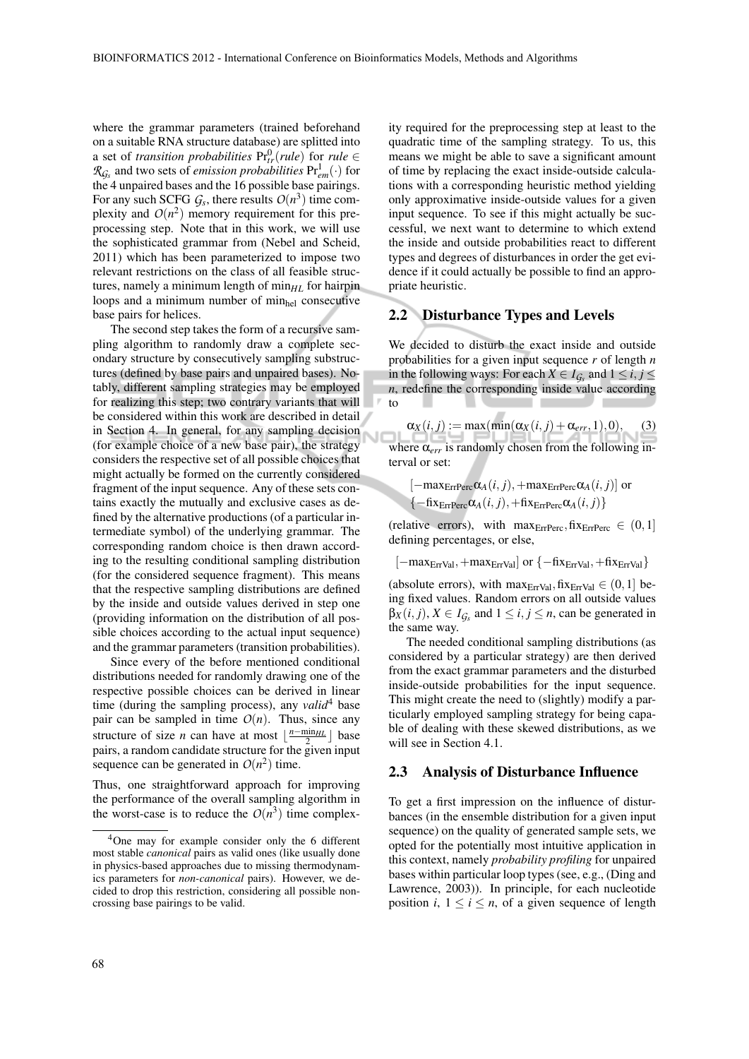where the grammar parameters (trained beforehand on a suitable RNA structure database) are splitted into a set of *transition probabilities* $\Pr_{tr}^{0}(rule)$ for $rule \in \mathcal{R}_{\mathcal{G}_s}$ and two sets of *emission probabilities* $\Pr_{em}^{1}(\cdot)$ for the 4 unpaired bases and the 16 possible base pairings. For any such SCFG $\mathcal{G}_s$, there results $O(n^3)$ time complexity and $O(n^2)$ memory requirement for this preprocessing step. Note that in this work, we will use the sophisticated grammar from (Nebel and Scheid, 2011) which has been parameterized to impose two relevant restrictions on the class of all feasible structures, namely a minimum length of $\min_{HL}$ for hairpin loops and a minimum number of $\min_{\text{hel}}$ consecutive base pairs for helices.

The second step takes the form of a recursive sampling algorithm to randomly draw a complete secondary structure by consecutively sampling substructures (defined by base pairs and unpaired bases). Notably, different sampling strategies may be employed for realizing this step; two contrary variants that will be considered within this work are described in detail in Section 4. In general, for any sampling decision (for example choice of a new base pair), the strategy considers the respective set of all possible choices that might actually be formed on the currently considered fragment of the input sequence. Any of these sets contains exactly the mutually and exclusive cases as defined by the alternative productions (of a particular intermediate symbol) of the underlying grammar. The corresponding random choice is then drawn according to the resulting conditional sampling distribution (for the considered sequence fragment). This means that the respective sampling distributions are defined by the inside and outside values derived in step one (providing information on the distribution of all possible choices according to the actual input sequence) and the grammar parameters (transition probabilities).

Since every of the before mentioned conditional distributions needed for randomly drawing one of the respective possible choices can be derived in linear time (during the sampling process), any *valid*[4] base pair can be sampled in time $O(n)$. Thus, since any structure of size $n$ can have at most $\lfloor \frac{n-\min_{HL}}{2} \rfloor$ base pairs, a random candidate structure for the given input sequence can be generated in $O(n^2)$ time.

Thus, one straightforward approach for improving the performance of the overall sampling algorithm in the worst-case is to reduce the $O(n^3)$ time complexity required for the preprocessing step at least to the quadratic time of the sampling strategy. To us, this means we might be able to save a significant amount of time by replacing the exact inside-outside calculations with a corresponding heuristic method yielding only approximative inside-outside values for a given input sequence. To see if this might actually be successful, we next want to determine to which extend the inside and outside probabilities react to different types and degrees of disturbances in order the get evidence if it could actually be possible to find an appropriate heuristic.

## 2.2 Disturbance Types and Levels

We decided to disturb the exact inside and outside probabilities for a given input sequence $r$ of length $n$ in the following ways: For each $X \in I_{\mathcal{G}_s}$ and $1 \leq i, j \leq n$, redefine the corresponding inside value according to

$$\alpha_X(i,j) := \max(\min(\alpha_X(i,j) + \alpha_{err}, 1), 0), \quad (3)$$

where $\alpha_{err}$ is randomly chosen from the following interval or set:

$[-\max_{\text{ErrPerc}} \alpha_A(i,j), +\max_{\text{ErrPerc}} \alpha_A(i,j)]$ or
$\{-\text{fix}_{\text{ErrPerc}} \alpha_A(i,j), +\text{fix}_{\text{ErrPerc}} \alpha_A(i,j)\}$

(relative errors), with $\max_{\text{ErrPerc}}, \text{fix}_{\text{ErrPerc}} \in (0,1]$ defining percentages, or else,

$[-\max_{\text{ErrVal}}, +\max_{\text{ErrVal}}]$ or $\{-\text{fix}_{\text{ErrVal}}, +\text{fix}_{\text{ErrVal}}\}$

(absolute errors), with $\max_{\text{ErrVal}}, \text{fix}_{\text{ErrVal}} \in (0,1]$ being fixed values. Random errors on all outside values $\beta_X(i,j)$, $X \in I_{\mathcal{G}_s}$ and $1 \leq i, j \leq n$, can be generated in the same way.

The needed conditional sampling distributions (as considered by a particular strategy) are then derived from the exact grammar parameters and the disturbed inside-outside probabilities for the input sequence. This might create the need to (slightly) modify a particularly employed sampling strategy for being capable of dealing with these skewed distributions, as we will see in Section 4.1.

## 2.3 Analysis of Disturbance Influence

To get a first impression on the influence of disturbances (in the ensemble distribution for a given input sequence) on the quality of generated sample sets, we opted for the potentially most intuitive application in this context, namely *probability profiling* for unpaired bases within particular loop types (see, e.g., (Ding and Lawrence, 2003)). In principle, for each nucleotide position $i$, $1 \leq i \leq n$, of a given sequence of length

[4] One may for example consider only the 6 different most stable *canonical* pairs as valid ones (like usually done in physics-based approaches due to missing thermodynamics parameters for *non-canonical* pairs). However, we decided to drop this restriction, considering all possible non-crossing base pairings to be valid.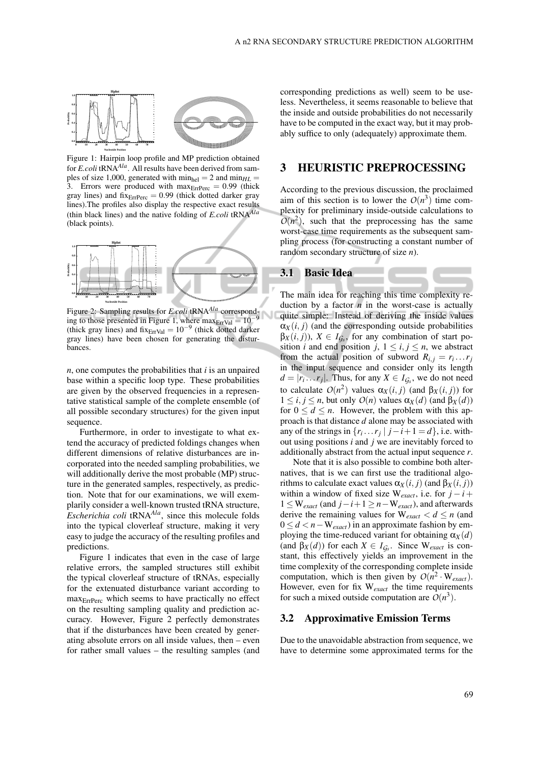Figure 1: Hairpin loop profile and MP prediction obtained for *E.coli* tRNA$^{Ala}$. All results have been derived from samples of size 1,000, generated with $\min_{hel} = 2$ and $\min_{HL} = 3$. Errors were produced with $\max_{ErrPerc} = 0.99$ (thick gray lines) and $\text{fix}_{ErrPerc} = 0.99$ (thick dotted darker gray lines). The profiles also display the respective exact results (thin black lines) and the native folding of *E.coli* tRNA$^{Ala}$ (black points).

Figure 2: Sampling results for *E.coli* tRNA$^{Ala}$ corresponding to those presented in Figure 1, where $\max_{ErrVal} = 10^{-9}$ (thick gray lines) and $\text{fix}_{ErrVal} = 10^{-9}$ (thick dotted darker gray lines) have been chosen for generating the disturbances.

$n$, one computes the probabilities that $i$ is an unpaired base within a specific loop type. These probabilities are given by the observed frequencies in a representative statistical sample of the complete ensemble (of all possible secondary structures) for the given input sequence.

Furthermore, in order to investigate to what extend the accuracy of predicted foldings changes when different dimensions of relative disturbances are incorporated into the needed sampling probabilities, we will additionally derive the most probable (MP) structure in the generated samples, respectively, as prediction. Note that for our examinations, we will exemplarily consider a well-known trusted tRNA structure, *Escherichia coli* tRNA$^{Ala}$, since this molecule folds into the typical cloverleaf structure, making it very easy to judge the accuracy of the resulting profiles and predictions.

Figure 1 indicates that even in the case of large relative errors, the sampled structures still exhibit the typical cloverleaf structure of tRNAs, especially for the extenuated disturbance variant according to $\max_{ErrPerc}$ which seems to have practically no effect on the resulting sampling quality and prediction accuracy. However, Figure 2 perfectly demonstrates that if the disturbances have been created by generating absolute errors on all inside values, then – even for rather small values – the resulting samples (and corresponding predictions as well) seem to be useless. Nevertheless, it seems reasonable to believe that the inside and outside probabilities do not necessarily have to be computed in the exact way, but it may probably suffice to only (adequately) approximate them.

## 3 HEURISTIC PREPROCESSING

According to the previous discussion, the proclaimed aim of this section is to lower the $O(n^3)$ time complexity for preliminary inside-outside calculations to $O(n^2)$, such that the preprocessing has the same worst-case time requirements as the subsequent sampling process (for constructing a constant number of random secondary structure of size $n$).

### 3.1 Basic Idea

The main idea for reaching this time complexity reduction by a factor $n$ in the worst-case is actually quite simple: Instead of deriving the inside values $\alpha_X(i, j)$ (and the corresponding outside probabilities $\beta_X(i, j)$), $X \in I_{\mathcal{G}_s}$, for any combination of start position $i$ and end position $j$, $1 \leq i, j \leq n$, we abstract from the actual position of subword $R_{i,j} = r_i \dots r_j$ in the input sequence and consider only its length $d = |r_i \dots r_j|$. Thus, for any $X \in I_{\mathcal{G}_s}$, we do not need to calculate $O(n^2)$ values $\alpha_X(i, j)$ (and $\beta_X(i, j)$) for $1 \leq i, j \leq n$, but only $O(n)$ values $\alpha_X(d)$ (and $\beta_X(d)$) for $0 \leq d \leq n$. However, the problem with this approach is that distance $d$ alone may be associated with any of the strings in $\{r_i \dots r_j \mid j - i + 1 = d\}$, i.e. without using positions $i$ and $j$ we are inevitably forced to additionally abstract from the actual input sequence $r$.

Note that it is also possible to combine both alternatives, that is we can first use the traditional algorithms to calculate exact values $\alpha_X(i, j)$ (and $\beta_X(i, j)$) within a window of fixed size $W_{exact}$, i.e. for $j - i + 1 \leq W_{exact}$ (and $j - i + 1 \geq n - W_{exact}$), and afterwards derive the remaining values for $W_{exact} < d \leq n$ (and $0 \leq d < n - W_{exact}$) in an approximate fashion by employing the time-reduced variant for obtaining $\alpha_X(d)$ (and $\beta_X(d)$) for each $X \in I_{\mathcal{G}_s}$. Since $W_{exact}$ is constant, this effectively yields an improvement in the time complexity of the corresponding complete inside computation, which is then given by $O(n^2 \cdot W_{exact})$. However, even for fix $W_{exact}$ the time requirements for such a mixed outside computation are $O(n^3)$.

### 3.2 Approximative Emission Terms

Due to the unavoidable abstraction from sequence, we have to determine some approximated terms for the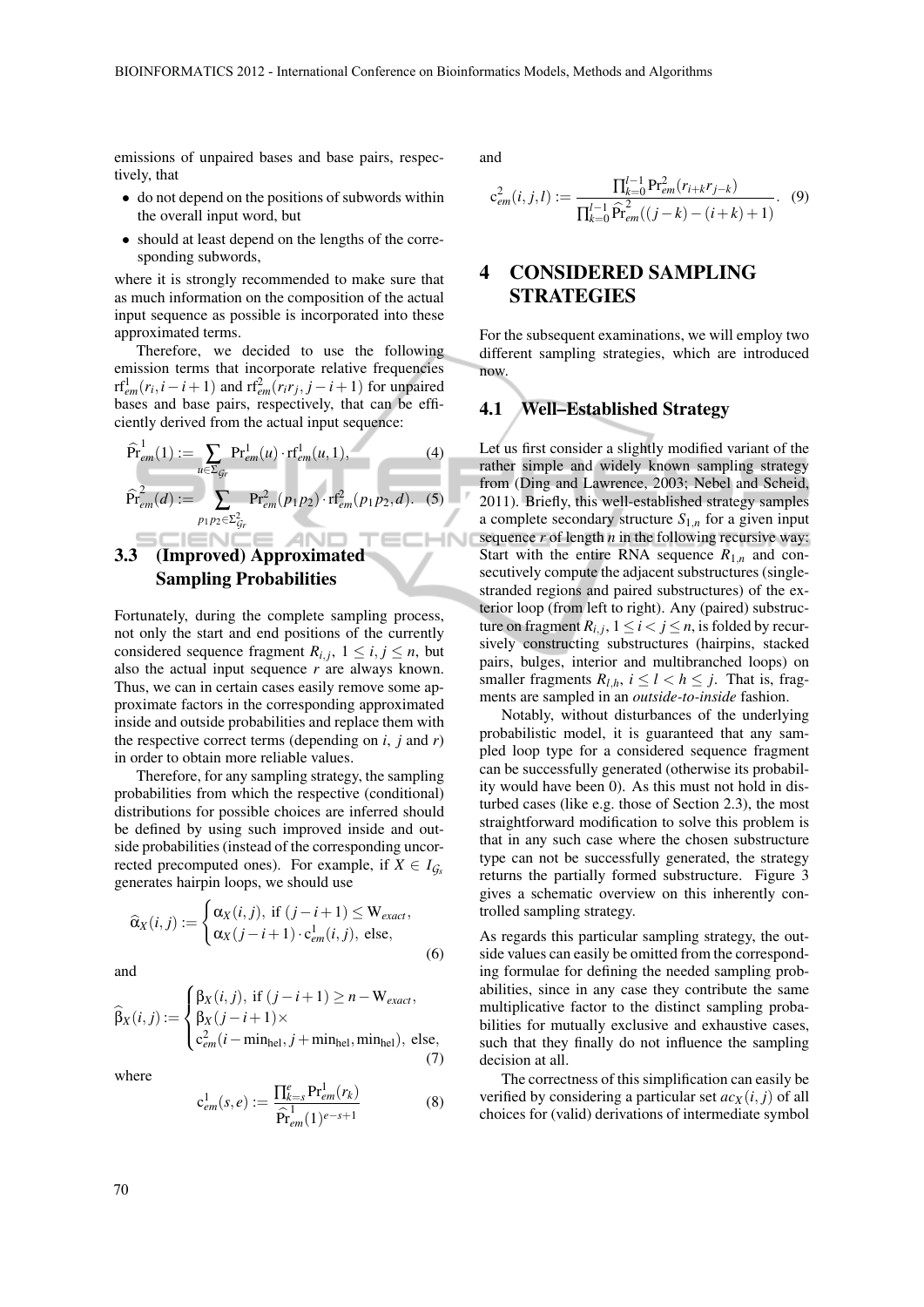emissions of unpaired bases and base pairs, respectively, that

- do not depend on the positions of subwords within the overall input word, but
- should at least depend on the lengths of the corresponding subwords,

where it is strongly recommended to make sure that as much information on the composition of the actual input sequence as possible is incorporated into these approximated terms.

Therefore, we decided to use the following emission terms that incorporate relative frequencies $\mathrm{rf}^1_{em}(r_i, i-i+1)$ and $\mathrm{rf}^2_{em}(r_ir_j, j-i+1)$ for unpaired bases and base pairs, respectively, that can be efficiently derived from the actual input sequence:

$$\widehat{\Pr}^1_{em}(1) := \sum_{u \in \Sigma_{\mathcal{G}_r}} \Pr^1_{em}(u) \cdot \mathrm{rf}^1_{em}(u, 1), \tag{4}$$

$$\widehat{\Pr}^2_{em}(d) := \sum_{p_1p_2 \in \Sigma^2_{\mathcal{G}_r}} \Pr^2_{em}(p_1p_2) \cdot \mathrm{rf}^2_{em}(p_1p_2, d). \tag{5}$$

### 3.3 (Improved) Approximated Sampling Probabilities

Fortunately, during the complete sampling process, not only the start and end positions of the currently considered sequence fragment $R_{i,j}$, $1 \leq i, j \leq n$, but also the actual input sequence $r$ are always known. Thus, we can in certain cases easily remove some approximate factors in the corresponding approximated inside and outside probabilities and replace them with the respective correct terms (depending on $i$, $j$ and $r$) in order to obtain more reliable values.

Therefore, for any sampling strategy, the sampling probabilities from which the respective (conditional) distributions for possible choices are inferred should be defined by using such improved inside and outside probabilities (instead of the corresponding uncorrected precomputed ones). For example, if $X \in I_{\mathcal{G}_s}$ generates hairpin loops, we should use

$$\widehat{\alpha}_X(i,j) := \begin{cases} \alpha_X(i,j), \text{ if } (j-i+1) \leq \mathrm{W}_{exact}, \\ \alpha_X(j-i+1) \cdot \mathrm{c}^1_{em}(i,j), \text{ else,} \end{cases} \tag{6}$$

and

$$\widehat{\beta}_X(i,j) := \begin{cases} \beta_X(i,j), \text{ if } (j-i+1) \geq n - \mathrm{W}_{exact}, \\ \beta_X(j-i+1) \times \\ \mathrm{c}^2_{em}(i - \min_{\mathrm{hel}}, j + \min_{\mathrm{hel}}, \min_{\mathrm{hel}}), \text{ else,} \end{cases} \tag{7}$$

where

$$\mathrm{c}^1_{em}(s,e) := \frac{\prod_{k=s}^{e} \Pr^1_{em}(r_k)}{\widehat{\Pr}^1_{em}(1)^{e-s+1}} \tag{8}$$

and

$$\mathrm{c}^2_{em}(i,j,l) := \frac{\prod_{k=0}^{l-1} \Pr^2_{em}(r_{i+k}r_{j-k})}{\prod_{k=0}^{l-1} \widehat{\Pr}^2_{em}((j-k)-(i+k)+1)}. \tag{9}$$

## 4 CONSIDERED SAMPLING STRATEGIES

For the subsequent examinations, we will employ two different sampling strategies, which are introduced now.

### 4.1 Well–Established Strategy

Let us first consider a slightly modified variant of the rather simple and widely known sampling strategy from (Ding and Lawrence, 2003; Nebel and Scheid, 2011). Briefly, this well-established strategy samples a complete secondary structure $S_{1,n}$ for a given input sequence $r$ of length $n$ in the following recursive way: Start with the entire RNA sequence $R_{1,n}$ and consecutively compute the adjacent substructures (single-stranded regions and paired substructures) of the exterior loop (from left to right). Any (paired) substructure on fragment $R_{i,j}$, $1 \leq i < j \leq n$, is folded by recursively constructing substructures (hairpins, stacked pairs, bulges, interior and multibranched loops) on smaller fragments $R_{l,h}$, $i \leq l < h \leq j$. That is, fragments are sampled in an *outside-to-inside* fashion.

Notably, without disturbances of the underlying probabilistic model, it is guaranteed that any sampled loop type for a considered sequence fragment can be successfully generated (otherwise its probability would have been 0). As this must not hold in disturbed cases (like e.g. those of Section 2.3), the most straightforward modification to solve this problem is that in any such case where the chosen substructure type can not be successfully generated, the strategy returns the partially formed substructure. Figure 3 gives a schematic overview on this inherently controlled sampling strategy.

As regards this particular sampling strategy, the outside values can easily be omitted from the corresponding formulae for defining the needed sampling probabilities, since in any case they contribute the same multiplicative factor to the distinct sampling probabilities for mutually exclusive and exhaustive cases, such that they finally do not influence the sampling decision at all.

The correctness of this simplification can easily be verified by considering a particular set $ac_X(i,j)$ of all choices for (valid) derivations of intermediate symbol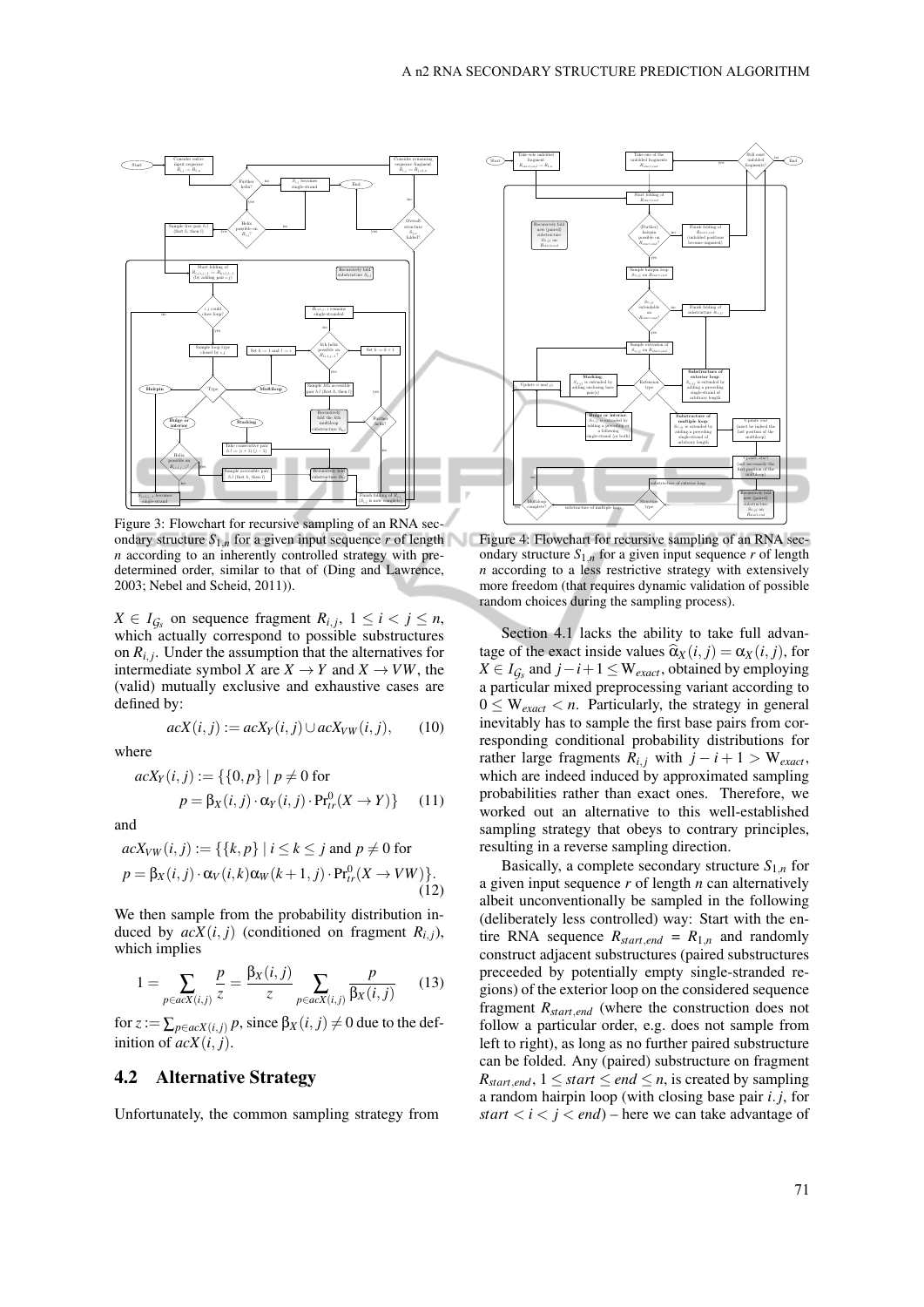Figure 3: Flowchart for recursive sampling of an RNA secondary structure $S_{1,n}$ for a given input sequence $r$ of length $n$ according to an inherently controlled strategy with predetermined order, similar to that of (Ding and Lawrence, 2003; Nebel and Scheid, 2011)).

Figure 4: Flowchart for recursive sampling of an RNA secondary structure $S_{1,n}$ for a given input sequence $r$ of length $n$ according to a less restrictive strategy with extensively more freedom (that requires dynamic validation of possible random choices during the sampling process).

$X \in I_{\mathcal{G}_s}$ on sequence fragment $R_{i,j}$, $1 \leq i < j \leq n$, which actually correspond to possible substructures on $R_{i,j}$. Under the assumption that the alternatives for intermediate symbol $X$ are $X \rightarrow Y$ and $X \rightarrow VW$, the (valid) mutually exclusive and exhaustive cases are defined by:

$$acX(i,j) := acX_Y(i,j) \cup acX_{VW}(i,j), \tag{10}$$

where

$$acX_Y(i,j) := \{\{0,p\} \mid p \neq 0 \text{ for } p = \beta_X(i,j) \cdot \alpha_Y(i,j) \cdot \Pr^0_{tr}(X \rightarrow Y)\} \tag{11}$$

and

$$acX_{VW}(i,j) := \{\{k,p\} \mid i \leq k \leq j \text{ and } p \neq 0 \text{ for } p = \beta_X(i,j) \cdot \alpha_V(i,k)\alpha_W(k+1,j) \cdot \Pr^0_{tr}(X \rightarrow VW)\}. \tag{12}$$

We then sample from the probability distribution induced by $acX(i,j)$ (conditioned on fragment $R_{i,j}$), which implies

$$1 = \sum_{p \in acX(i,j)} \frac{p}{z} = \frac{\beta_X(i,j)}{z} \sum_{p \in acX(i,j)} \frac{p}{\beta_X(i,j)} \tag{13}$$

for $z := \sum_{p \in acX(i,j)} p$, since $\beta_X(i,j) \neq 0$ due to the definition of $acX(i,j)$.

## 4.2 Alternative Strategy

Unfortunately, the common sampling strategy from Section 4.1 lacks the ability to take full advantage of the exact inside values $\widehat{\alpha}_X(i,j) = \alpha_X(i,j)$, for $X \in I_{\mathcal{G}_s}$ and $j-i+1 \leq W_{exact}$, obtained by employing a particular mixed preprocessing variant according to $0 \leq W_{exact} < n$. Particularly, the strategy in general inevitably has to sample the first base pairs from corresponding conditional probability distributions for rather large fragments $R_{i,j}$ with $j-i+1 > W_{exact}$, which are indeed induced by approximated sampling probabilities rather than exact ones. Therefore, we worked out an alternative to this well-established sampling strategy that obeys to contrary principles, resulting in a reverse sampling direction.

Basically, a complete secondary structure $S_{1,n}$ for a given input sequence $r$ of length $n$ can alternatively albeit unconventionally be sampled in the following (deliberately less controlled) way: Start with the entire RNA sequence $R_{start,end} = R_{1,n}$ and randomly construct adjacent substructures (paired substructures preceeded by potentially empty single-stranded regions) of the exterior loop on the considered sequence fragment $R_{start,end}$ (where the construction does not follow a particular order, e.g. does not sample from left to right), as long as no further paired substructure can be folded. Any (paired) substructure on fragment $R_{start,end}$, $1 \leq start \leq end \leq n$, is created by sampling a random hairpin loop (with closing base pair $i.j$, for $start < i < j < end$) – here we can take advantage of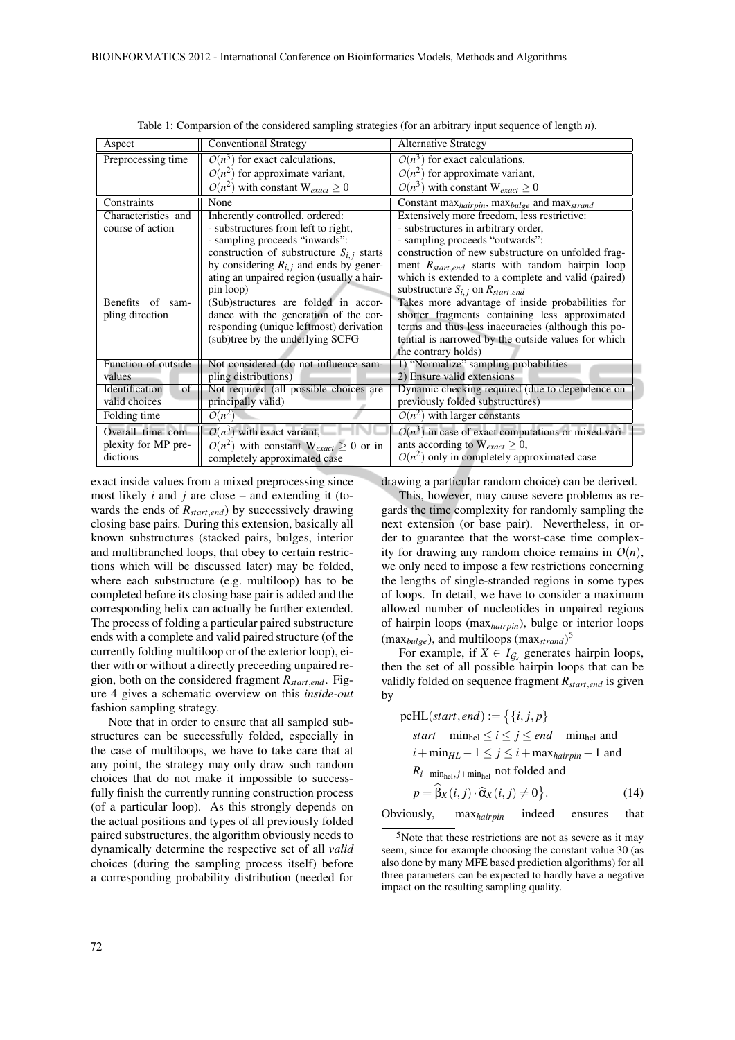Table 1: Comparsion of the considered sampling strategies (for an arbitrary input sequence of length $n$).

| Aspect | Conventional Strategy | Alternative Strategy |
|---|---|---|
| Preprocessing time | $\mathcal{O}(n^3)$ for exact calculations, $\mathcal{O}(n^2)$ for approximate variant, $\mathcal{O}(n^2)$ with constant $W_{exact} \geq 0$ | $\mathcal{O}(n^3)$ for exact calculations, $\mathcal{O}(n^2)$ for approximate variant, $\mathcal{O}(n^3)$ with constant $W_{exact} \geq 0$ |
| Constraints | None | Constant $\max_{hairpin}$, $\max_{bulge}$ and $\max_{strand}$ |
| Characteristics and course of action | Inherently controlled, ordered: - substructures from left to right, - sampling proceeds "inwards": construction of substructure $S_{i,j}$ starts by considering $R_{i,j}$ and ends by generating an unpaired region (usually a hairpin loop) | Extensively more freedom, less restrictive: - substructures in arbitrary order, - sampling proceeds "outwards": construction of new substructure on unfolded fragment $R_{start,end}$ starts with random hairpin loop which is extended to a complete and valid (paired) substructure $S_{i,j}$ on $R_{start,end}$ |
| Benefits of sampling direction | (Sub)structures are folded in accordance with the generation of the corresponding (unique leftmost) derivation (sub)tree by the underlying SCFG | Takes more advantage of inside probabilities for shorter fragments containing less approximated terms and thus less inaccuracies (although this potential is narrowed by the outside values for which the contrary holds) |
| Function of outside values | Not considered (do not influence sampling distributions) | 1) "Normalize" sampling probabilities 2) Ensure valid extensions |
| Identification of valid choices | Not required (all possible choices are principally valid) | Dynamic checking required (due to dependence on previously folded substructures) |
| Folding time | $\mathcal{O}(n^2)$ | $\mathcal{O}(n^2)$ with larger constants |
| Overall time complexity for MP predictions | $\mathcal{O}(n^3)$ with exact variant, $\mathcal{O}(n^2)$ with constant $W_{exact} \geq 0$ or in completely approximated case | $\mathcal{O}(n^3)$ in case of exact computations or mixed variants according to $W_{exact} \geq 0$, $\mathcal{O}(n^2)$ only in completely approximated case |

exact inside values from a mixed preprocessing since most likely $i$ and $j$ are close – and extending it (towards the ends of $R_{start,end}$) by successively drawing closing base pairs. During this extension, basically all known substructures (stacked pairs, bulges, interior and multibranched loops, that obey to certain restrictions which will be discussed later) may be folded, where each substructure (e.g. multiloop) has to be completed before its closing base pair is added and the corresponding helix can actually be further extended. The process of folding a particular paired substructure ends with a complete and valid paired structure (of the currently folding multiloop or of the exterior loop), either with or without a directly preceeding unpaired region, both on the considered fragment $R_{start,end}$. Figure 4 gives a schematic overview on this *inside-out* fashion sampling strategy.

Note that in order to ensure that all sampled substructures can be successfully folded, especially in the case of multiloops, we have to take care that at any point, the strategy may only draw such random choices that do not make it impossible to successfully finish the currently running construction process (of a particular loop). As this strongly depends on the actual positions and types of all previously folded paired substructures, the algorithm obviously needs to dynamically determine the respective set of all *valid* choices (during the sampling process itself) before a corresponding probability distribution (needed for drawing a particular random choice) can be derived.

This, however, may cause severe problems as regards the time complexity for randomly sampling the next extension (or base pair). Nevertheless, in order to guarantee that the worst-case time complexity for drawing any random choice remains in $\mathcal{O}(n)$, we only need to impose a few restrictions concerning the lengths of single-stranded regions in some types of loops. In detail, we have to consider a maximum allowed number of nucleotides in unpaired regions of hairpin loops ($\max_{hairpin}$), bulge or interior loops ($\max_{bulge}$), and multiloops ($\max_{strand}$)[5]

For example, if $X \in I_{\mathcal{G}_s}$ generates hairpin loops, then the set of all possible hairpin loops that can be validly folded on sequence fragment $R_{start,end}$ is given by

$$\begin{aligned}
\text{pcHL}(start,end) := \big\{\{i,j,p\} \mid\ & start + \min_{\text{hel}} \leq i \leq j \leq end - \min_{\text{hel}} \text{ and} \\
& i + \min_{HL} - 1 \leq j \leq i + \max_{hairpin} - 1 \text{ and} \\
& R_{i-\min_{\text{hel}},j+\min_{\text{hel}}} \text{ not folded and} \\
& p = \widehat{\beta}_X(i,j) \cdot \widehat{\alpha}_X(i,j) \neq 0\big\}. \quad (14)
\end{aligned}$$

Obviously, $\max_{hairpin}$ indeed ensures that

[5]Note that these restrictions are not as severe as it may seem, since for example choosing the constant value 30 (as also done by many MFE based prediction algorithms) for all three parameters can be expected to hardly have a negative impact on the resulting sampling quality.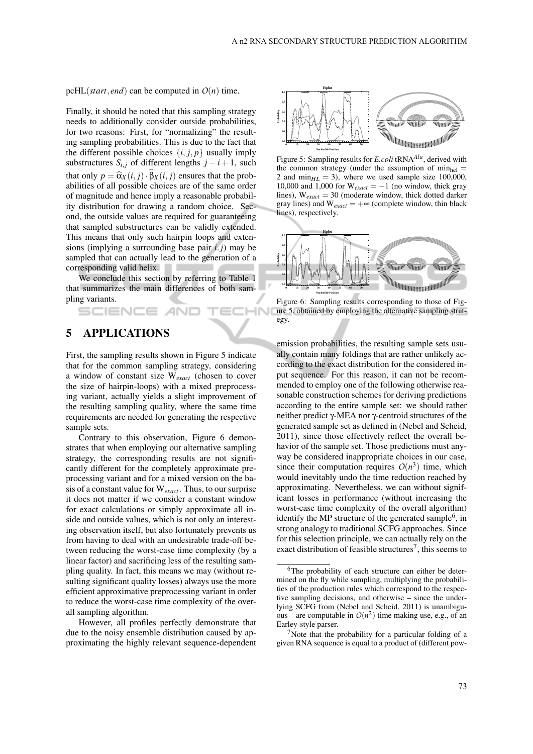pcHL$(start, end)$ can be computed in $O(n)$ time.

Finally, it should be noted that this sampling strategy needs to additionally consider outside probabilities, for two reasons: First, for "normalizing" the resulting sampling probabilities. This is due to the fact that the different possible choices $\{i, j, p\}$ usually imply substructures $S_{i,j}$ of different lengths $j - i + 1$, such that only $p = \widehat{\alpha}_X(i, j) \cdot \widehat{\beta}_X(i, j)$ ensures that the probabilities of all possible choices are of the same order of magnitude and hence imply a reasonable probability distribution for drawing a random choice. Second, the outside values are required for guaranteeing that sampled substructures can be validly extended. This means that only such hairpin loops and extensions (implying a surrounding base pair $i.j$) may be sampled that can actually lead to the generation of a corresponding valid helix.

We conclude this section by referring to Table 1 that summarizes the main differences of both sampling variants.

## 5 APPLICATIONS

First, the sampling results shown in Figure 5 indicate that for the common sampling strategy, considering a window of constant size $W_{exact}$ (chosen to cover the size of hairpin-loops) with a mixed preprocessing variant, actually yields a slight improvement of the resulting sampling quality, where the same time requirements are needed for generating the respective sample sets.

Contrary to this observation, Figure 6 demonstrates that when employing our alternative sampling strategy, the corresponding results are not significantly different for the completely approximate preprocessing variant and for a mixed version on the basis of a constant value for $W_{exact}$. Thus, to our surprise it does not matter if we consider a constant window for exact calculations or simply approximate all inside and outside values, which is not only an interesting observation itself, but also fortunately prevents us from having to deal with an undesirable trade-off between reducing the worst-case time complexity (by a linear factor) and sacrificing less of the resulting sampling quality. In fact, this means we may (without resulting significant quality losses) always use the more efficient approximative preprocessing variant in order to reduce the worst-case time complexity of the overall sampling algorithm.

However, all profiles perfectly demonstrate that due to the noisy ensemble distribution caused by approximating the highly relevant sequence-dependent

Figure 5: Sampling results for *E.coli* tRNA$^{Ala}$, derived with the common strategy (under the assumption of $\min_{\text{hel}} = 2$ and $\min_{HL} = 3$), where we used sample size 100,000, 10,000 and 1,000 for $W_{exact} = -1$ (no window, thick gray lines), $W_{exact} = 30$ (moderate window, thick dotted darker gray lines) and $W_{exact} = +\infty$ (complete window, thin black lines), respectively.

Figure 6: Sampling results corresponding to those of Figure 5, obtained by employing the alternative sampling strategy.

emission probabilities, the resulting sample sets usually contain many foldings that are rather unlikely according to the exact distribution for the considered input sequence. For this reason, it can not be recommended to employ one of the following otherwise reasonable construction schemes for deriving predictions according to the entire sample set: we should rather neither predict γ-MEA nor γ-centroid structures of the generated sample set as defined in (Nebel and Scheid, 2011), since those effectively reflect the overall behavior of the sample set. Those predictions must anyway be considered inappropriate choices in our case, since their computation requires $O(n^3)$ time, which would inevitably undo the time reduction reached by approximating. Nevertheless, we can without significant losses in performance (without increasing the worst-case time complexity of the overall algorithm) identify the MP structure of the generated sample[6], in strong analogy to traditional SCFG approaches. Since for this selection principle, we can actually rely on the exact distribution of feasible structures[7], this seems to

[6] The probability of each structure can either be determined on the fly while sampling, multiplying the probabilities of the production rules which correspond to the respective sampling decisions, and otherwise – since the underlying SCFG from (Nebel and Scheid, 2011) is unambiguous – are computable in $O(n^2)$ time making use, e.g., of an Earley-style parser.

[7] Note that the probability for a particular folding of a given RNA sequence is equal to a product of (different pow-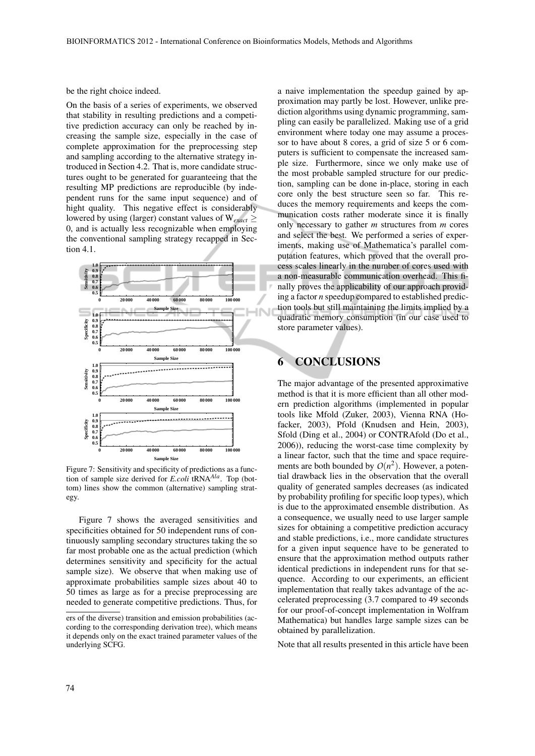be the right choice indeed.

On the basis of a series of experiments, we observed that stability in resulting predictions and a competitive prediction accuracy can only be reached by increasing the sample size, especially in the case of complete approximation for the preprocessing step and sampling according to the alternative strategy introduced in Section 4.2. That is, more candidate structures ought to be generated for guaranteeing that the resulting MP predictions are reproducible (by independent runs for the same input sequence) and of hight quality. This negative effect is considerably lowered by using (larger) constant values of $W_{exact} \geq 0$, and is actually less recognizable when employing the conventional sampling strategy recapped in Section 4.1.

Figure 7: Sensitivity and specificity of predictions as a function of sample size derived for *E.coli* tRNA$^{Ala}$. Top (bottom) lines show the common (alternative) sampling strategy.

Figure 7 shows the averaged sensitivities and specificities obtained for 50 independent runs of continuously sampling secondary structures taking the so far most probable one as the actual prediction (which determines sensitivity and specificity for the actual sample size). We observe that when making use of approximate probabilities sample sizes about 40 to 50 times as large as for a precise preprocessing are needed to generate competitive predictions. Thus, for a naive implementation the speedup gained by approximation may partly be lost. However, unlike prediction algorithms using dynamic programming, sampling can easily be parallelized. Making use of a grid environment where today one may assume a processor to have about 8 cores, a grid of size 5 or 6 computers is sufficient to compensate the increased sample size. Furthermore, since we only make use of the most probable sampled structure for our prediction, sampling can be done in-place, storing in each core only the best structure seen so far. This reduces the memory requirements and keeps the communication costs rather moderate since it is finally only necessary to gather $m$ structures from $m$ cores and select the best. We performed a series of experiments, making use of Mathematica's parallel computation features, which proved that the overall process scales linearly in the number of cores used with a non-measurable communication overhead. This finally proves the applicability of our approach providing a factor $n$ speedup compared to established prediction tools but still maintaining the limits implied by a quadratic memory consumption (in our case used to store parameter values).

ers of the diverse) transition and emission probabilities (according to the corresponding derivation tree), which means it depends only on the exact trained parameter values of the underlying SCFG.

# 6 CONCLUSIONS

The major advantage of the presented approximative method is that it is more efficient than all other modern prediction algorithms (implemented in popular tools like Mfold (Zuker, 2003), Vienna RNA (Hofacker, 2003), Pfold (Knudsen and Hein, 2003), Sfold (Ding et al., 2004) or CONTRAfold (Do et al., 2006)), reducing the worst-case time complexity by a linear factor, such that the time and space requirements are both bounded by $O(n^2)$. However, a potential drawback lies in the observation that the overall quality of generated samples decreases (as indicated by probability profiling for specific loop types), which is due to the approximated ensemble distribution. As a consequence, we usually need to use larger sample sizes for obtaining a competitive prediction accuracy and stable predictions, i.e., more candidate structures for a given input sequence have to be generated to ensure that the approximation method outputs rather identical predictions in independent runs for that sequence. According to our experiments, an efficient implementation that really takes advantage of the accelerated preprocessing (3.7 compared to 49 seconds for our proof-of-concept implementation in Wolfram Mathematica) but handles large sample sizes can be obtained by parallelization.

Note that all results presented in this article have been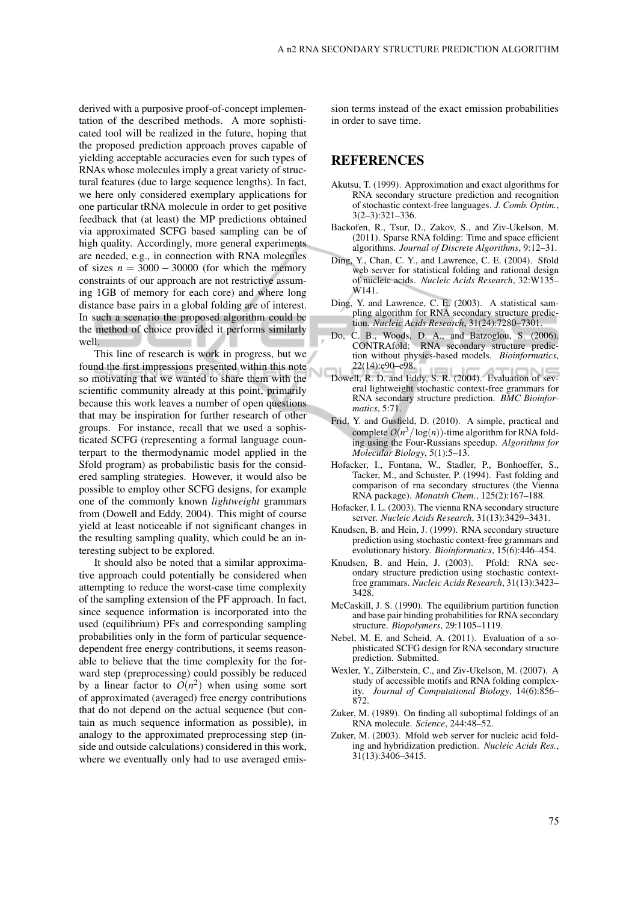derived with a purposive proof-of-concept implementation of the described methods. A more sophisticated tool will be realized in the future, hoping that the proposed prediction approach proves capable of yielding acceptable accuracies even for such types of RNAs whose molecules imply a great variety of structural features (due to large sequence lengths). In fact, we here only considered exemplary applications for one particular tRNA molecule in order to get positive feedback that (at least) the MP predictions obtained via approximated SCFG based sampling can be of high quality. Accordingly, more general experiments are needed, e.g., in connection with RNA molecules of sizes $n = 3000 - 30000$ (for which the memory constraints of our approach are not restrictive assuming 1GB of memory for each core) and where long distance base pairs in a global folding are of interest. In such a scenario the proposed algorithm could be the method of choice provided it performs similarly well.

This line of research is work in progress, but we found the first impressions presented within this note so motivating that we wanted to share them with the scientific community already at this point, primarily because this work leaves a number of open questions that may be inspiration for further research of other groups. For instance, recall that we used a sophisticated SCFG (representing a formal language counterpart to the thermodynamic model applied in the Sfold program) as probabilistic basis for the considered sampling strategies. However, it would also be possible to employ other SCFG designs, for example one of the commonly known *lightweight* grammars from (Dowell and Eddy, 2004). This might of course yield at least noticeable if not significant changes in the resulting sampling quality, which could be an interesting subject to be explored.

It should also be noted that a similar approximative approach could potentially be considered when attempting to reduce the worst-case time complexity of the sampling extension of the PF approach. In fact, since sequence information is incorporated into the used (equilibrium) PFs and corresponding sampling probabilities only in the form of particular sequence-dependent free energy contributions, it seems reasonable to believe that the time complexity for the forward step (preprocessing) could possibly be reduced by a linear factor to $O(n^2)$ when using some sort of approximated (averaged) free energy contributions that do not depend on the actual sequence (but contain as much sequence information as possible), in analogy to the approximated preprocessing step (inside and outside calculations) considered in this work, where we eventually only had to use averaged emission terms instead of the exact emission probabilities in order to save time.

## REFERENCES

Akutsu, T. (1999). Approximation and exact algorithms for RNA secondary structure prediction and recognition of stochastic context-free languages. *J. Comb. Optim.*, 3(2–3):321–336.

Backofen, R., Tsur, D., Zakov, S., and Ziv-Ukelson, M. (2011). Sparse RNA folding: Time and space efficient algorithms. *Journal of Discrete Algorithms*, 9:12–31.

Ding, Y., Chan, C. Y., and Lawrence, C. E. (2004). Sfold web server for statistical folding and rational design of nucleic acids. *Nucleic Acids Research*, 32:W135–W141.

Ding, Y. and Lawrence, C. E. (2003). A statistical sampling algorithm for RNA secondary structure prediction. *Nucleic Acids Research*, 31(24):7280–7301.

Do, C. B., Woods, D. A., and Batzoglou, S. (2006). CONTRAfold: RNA secondary structure prediction without physics-based models. *Bioinformatics*, 22(14):e90–e98.

Dowell, R. D. and Eddy, S. R. (2004). Evaluation of several lightweight stochastic context-free grammars for RNA secondary structure prediction. *BMC Bioinformatics*, 5:71.

Frid, Y. and Gusfield, D. (2010). A simple, practical and complete $O(n^3/\log(n))$-time algorithm for RNA folding using the Four-Russians speedup. *Algorithms for Molecular Biology*, 5(1):5–13.

Hofacker, I., Fontana, W., Stadler, P., Bonhoeffer, S., Tacker, M., and Schuster, P. (1994). Fast folding and comparison of rna secondary structures (the Vienna RNA package). *Monatsh Chem.*, 125(2):167–188.

Hofacker, I. L. (2003). The vienna RNA secondary structure server. *Nucleic Acids Research*, 31(13):3429–3431.

Knudsen, B. and Hein, J. (1999). RNA secondary structure prediction using stochastic context-free grammars and evolutionary history. *Bioinformatics*, 15(6):446–454.

Knudsen, B. and Hein, J. (2003). Pfold: RNA secondary structure prediction using stochastic context-free grammars. *Nucleic Acids Research*, 31(13):3423–3428.

McCaskill, J. S. (1990). The equilibrium partition function and base pair binding probabilities for RNA secondary structure. *Biopolymers*, 29:1105–1119.

Nebel, M. E. and Scheid, A. (2011). Evaluation of a sophisticated SCFG design for RNA secondary structure prediction. Submitted.

Wexler, Y., Zilberstein, C., and Ziv-Ukelson, M. (2007). A study of accessible motifs and RNA folding complexity. *Journal of Computational Biology*, 14(6):856–872.

Zuker, M. (1989). On finding all suboptimal foldings of an RNA molecule. *Science*, 244:48–52.

Zuker, M. (2003). Mfold web server for nucleic acid folding and hybridization prediction. *Nucleic Acids Res.*, 31(13):3406–3415.